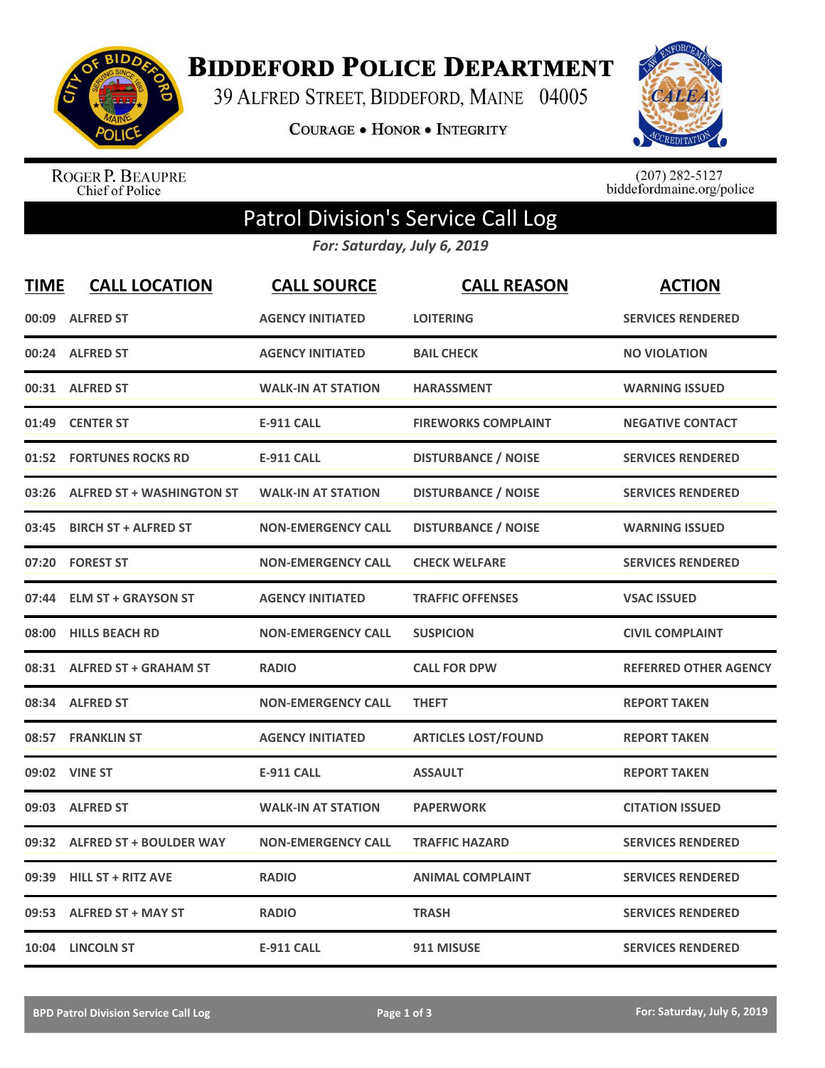# Biddeford Police Department

39 Alfred Street, Biddeford, Maine 04005

Courage • Honor • Integrity

Roger P. Beaupre
Chief of Police

(207) 282-5127
biddefordmaine.org/police

## Patrol Division's Service Call Log

*For: Saturday, July 6, 2019*

| TIME | CALL LOCATION | CALL SOURCE | CALL REASON | ACTION |
|---|---|---|---|---|
| 00:09 | ALFRED ST | AGENCY INITIATED | LOITERING | SERVICES RENDERED |
| 00:24 | ALFRED ST | AGENCY INITIATED | BAIL CHECK | NO VIOLATION |
| 00:31 | ALFRED ST | WALK-IN AT STATION | HARASSMENT | WARNING ISSUED |
| 01:49 | CENTER ST | E-911 CALL | FIREWORKS COMPLAINT | NEGATIVE CONTACT |
| 01:52 | FORTUNES ROCKS RD | E-911 CALL | DISTURBANCE / NOISE | SERVICES RENDERED |
| 03:26 | ALFRED ST + WASHINGTON ST | WALK-IN AT STATION | DISTURBANCE / NOISE | SERVICES RENDERED |
| 03:45 | BIRCH ST + ALFRED ST | NON-EMERGENCY CALL | DISTURBANCE / NOISE | WARNING ISSUED |
| 07:20 | FOREST ST | NON-EMERGENCY CALL | CHECK WELFARE | SERVICES RENDERED |
| 07:44 | ELM ST + GRAYSON ST | AGENCY INITIATED | TRAFFIC OFFENSES | VSAC ISSUED |
| 08:00 | HILLS BEACH RD | NON-EMERGENCY CALL | SUSPICION | CIVIL COMPLAINT |
| 08:31 | ALFRED ST + GRAHAM ST | RADIO | CALL FOR DPW | REFERRED OTHER AGENCY |
| 08:34 | ALFRED ST | NON-EMERGENCY CALL | THEFT | REPORT TAKEN |
| 08:57 | FRANKLIN ST | AGENCY INITIATED | ARTICLES LOST/FOUND | REPORT TAKEN |
| 09:02 | VINE ST | E-911 CALL | ASSAULT | REPORT TAKEN |
| 09:03 | ALFRED ST | WALK-IN AT STATION | PAPERWORK | CITATION ISSUED |
| 09:32 | ALFRED ST + BOULDER WAY | NON-EMERGENCY CALL | TRAFFIC HAZARD | SERVICES RENDERED |
| 09:39 | HILL ST + RITZ AVE | RADIO | ANIMAL COMPLAINT | SERVICES RENDERED |
| 09:53 | ALFRED ST + MAY ST | RADIO | TRASH | SERVICES RENDERED |
| 10:04 | LINCOLN ST | E-911 CALL | 911 MISUSE | SERVICES RENDERED |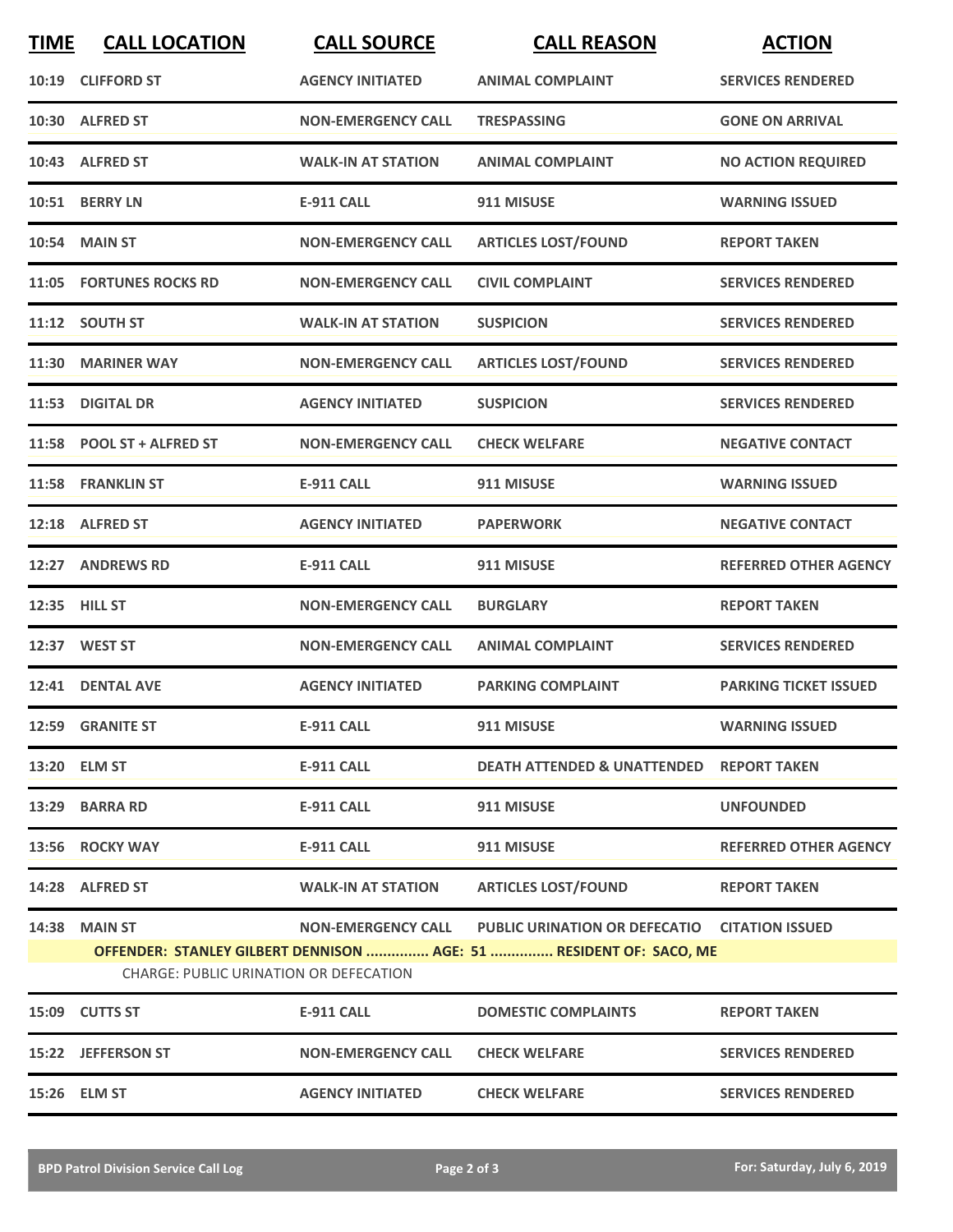| TIME | CALL LOCATION | CALL SOURCE | CALL REASON | ACTION |
|---|---|---|---|---|
| 10:19 | CLIFFORD ST | AGENCY INITIATED | ANIMAL COMPLAINT | SERVICES RENDERED |
| 10:30 | ALFRED ST | NON-EMERGENCY CALL | TRESPASSING | GONE ON ARRIVAL |
| 10:43 | ALFRED ST | WALK-IN AT STATION | ANIMAL COMPLAINT | NO ACTION REQUIRED |
| 10:51 | BERRY LN | E-911 CALL | 911 MISUSE | WARNING ISSUED |
| 10:54 | MAIN ST | NON-EMERGENCY CALL | ARTICLES LOST/FOUND | REPORT TAKEN |
| 11:05 | FORTUNES ROCKS RD | NON-EMERGENCY CALL | CIVIL COMPLAINT | SERVICES RENDERED |
| 11:12 | SOUTH ST | WALK-IN AT STATION | SUSPICION | SERVICES RENDERED |
| 11:30 | MARINER WAY | NON-EMERGENCY CALL | ARTICLES LOST/FOUND | SERVICES RENDERED |
| 11:53 | DIGITAL DR | AGENCY INITIATED | SUSPICION | SERVICES RENDERED |
| 11:58 | POOL ST + ALFRED ST | NON-EMERGENCY CALL | CHECK WELFARE | NEGATIVE CONTACT |
| 11:58 | FRANKLIN ST | E-911 CALL | 911 MISUSE | WARNING ISSUED |
| 12:18 | ALFRED ST | AGENCY INITIATED | PAPERWORK | NEGATIVE CONTACT |
| 12:27 | ANDREWS RD | E-911 CALL | 911 MISUSE | REFERRED OTHER AGENCY |
| 12:35 | HILL ST | NON-EMERGENCY CALL | BURGLARY | REPORT TAKEN |
| 12:37 | WEST ST | NON-EMERGENCY CALL | ANIMAL COMPLAINT | SERVICES RENDERED |
| 12:41 | DENTAL AVE | AGENCY INITIATED | PARKING COMPLAINT | PARKING TICKET ISSUED |
| 12:59 | GRANITE ST | E-911 CALL | 911 MISUSE | WARNING ISSUED |
| 13:20 | ELM ST | E-911 CALL | DEATH ATTENDED & UNATTENDED | REPORT TAKEN |
| 13:29 | BARRA RD | E-911 CALL | 911 MISUSE | UNFOUNDED |
| 13:56 | ROCKY WAY | E-911 CALL | 911 MISUSE | REFERRED OTHER AGENCY |
| 14:28 | ALFRED ST | WALK-IN AT STATION | ARTICLES LOST/FOUND | REPORT TAKEN |
| 14:38 | MAIN ST | NON-EMERGENCY CALL | PUBLIC URINATION OR DEFECATIO | CITATION ISSUED |
| | **OFFENDER: STANLEY GILBERT DENNISON ............... AGE: 51 ............... RESIDENT OF: SACO, ME** | | | |
| | CHARGE: PUBLIC URINATION OR DEFECATION | | | |
| 15:09 | CUTTS ST | E-911 CALL | DOMESTIC COMPLAINTS | REPORT TAKEN |
| 15:22 | JEFFERSON ST | NON-EMERGENCY CALL | CHECK WELFARE | SERVICES RENDERED |
| 15:26 | ELM ST | AGENCY INITIATED | CHECK WELFARE | SERVICES RENDERED |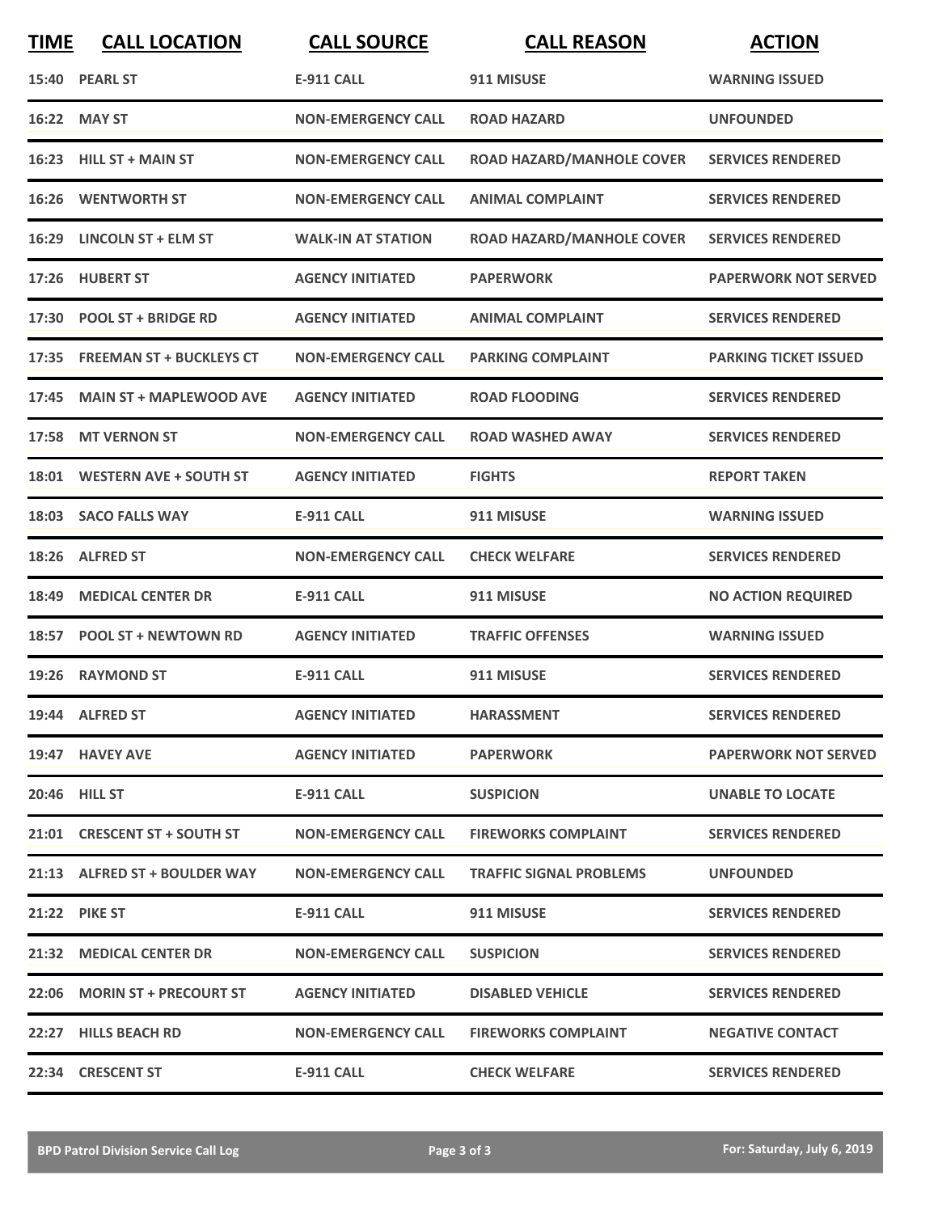| TIME | CALL LOCATION | CALL SOURCE | CALL REASON | ACTION |
|---|---|---|---|---|
| 15:40 | PEARL ST | E-911 CALL | 911 MISUSE | WARNING ISSUED |
| 16:22 | MAY ST | NON-EMERGENCY CALL | ROAD HAZARD | UNFOUNDED |
| 16:23 | HILL ST + MAIN ST | NON-EMERGENCY CALL | ROAD HAZARD/MANHOLE COVER | SERVICES RENDERED |
| 16:26 | WENTWORTH ST | NON-EMERGENCY CALL | ANIMAL COMPLAINT | SERVICES RENDERED |
| 16:29 | LINCOLN ST + ELM ST | WALK-IN AT STATION | ROAD HAZARD/MANHOLE COVER | SERVICES RENDERED |
| 17:26 | HUBERT ST | AGENCY INITIATED | PAPERWORK | PAPERWORK NOT SERVED |
| 17:30 | POOL ST + BRIDGE RD | AGENCY INITIATED | ANIMAL COMPLAINT | SERVICES RENDERED |
| 17:35 | FREEMAN ST + BUCKLEYS CT | NON-EMERGENCY CALL | PARKING COMPLAINT | PARKING TICKET ISSUED |
| 17:45 | MAIN ST + MAPLEWOOD AVE | AGENCY INITIATED | ROAD FLOODING | SERVICES RENDERED |
| 17:58 | MT VERNON ST | NON-EMERGENCY CALL | ROAD WASHED AWAY | SERVICES RENDERED |
| 18:01 | WESTERN AVE + SOUTH ST | AGENCY INITIATED | FIGHTS | REPORT TAKEN |
| 18:03 | SACO FALLS WAY | E-911 CALL | 911 MISUSE | WARNING ISSUED |
| 18:26 | ALFRED ST | NON-EMERGENCY CALL | CHECK WELFARE | SERVICES RENDERED |
| 18:49 | MEDICAL CENTER DR | E-911 CALL | 911 MISUSE | NO ACTION REQUIRED |
| 18:57 | POOL ST + NEWTOWN RD | AGENCY INITIATED | TRAFFIC OFFENSES | WARNING ISSUED |
| 19:26 | RAYMOND ST | E-911 CALL | 911 MISUSE | SERVICES RENDERED |
| 19:44 | ALFRED ST | AGENCY INITIATED | HARASSMENT | SERVICES RENDERED |
| 19:47 | HAVEY AVE | AGENCY INITIATED | PAPERWORK | PAPERWORK NOT SERVED |
| 20:46 | HILL ST | E-911 CALL | SUSPICION | UNABLE TO LOCATE |
| 21:01 | CRESCENT ST + SOUTH ST | NON-EMERGENCY CALL | FIREWORKS COMPLAINT | SERVICES RENDERED |
| 21:13 | ALFRED ST + BOULDER WAY | NON-EMERGENCY CALL | TRAFFIC SIGNAL PROBLEMS | UNFOUNDED |
| 21:22 | PIKE ST | E-911 CALL | 911 MISUSE | SERVICES RENDERED |
| 21:32 | MEDICAL CENTER DR | NON-EMERGENCY CALL | SUSPICION | SERVICES RENDERED |
| 22:06 | MORIN ST + PRECOURT ST | AGENCY INITIATED | DISABLED VEHICLE | SERVICES RENDERED |
| 22:27 | HILLS BEACH RD | NON-EMERGENCY CALL | FIREWORKS COMPLAINT | NEGATIVE CONTACT |
| 22:34 | CRESCENT ST | E-911 CALL | CHECK WELFARE | SERVICES RENDERED |